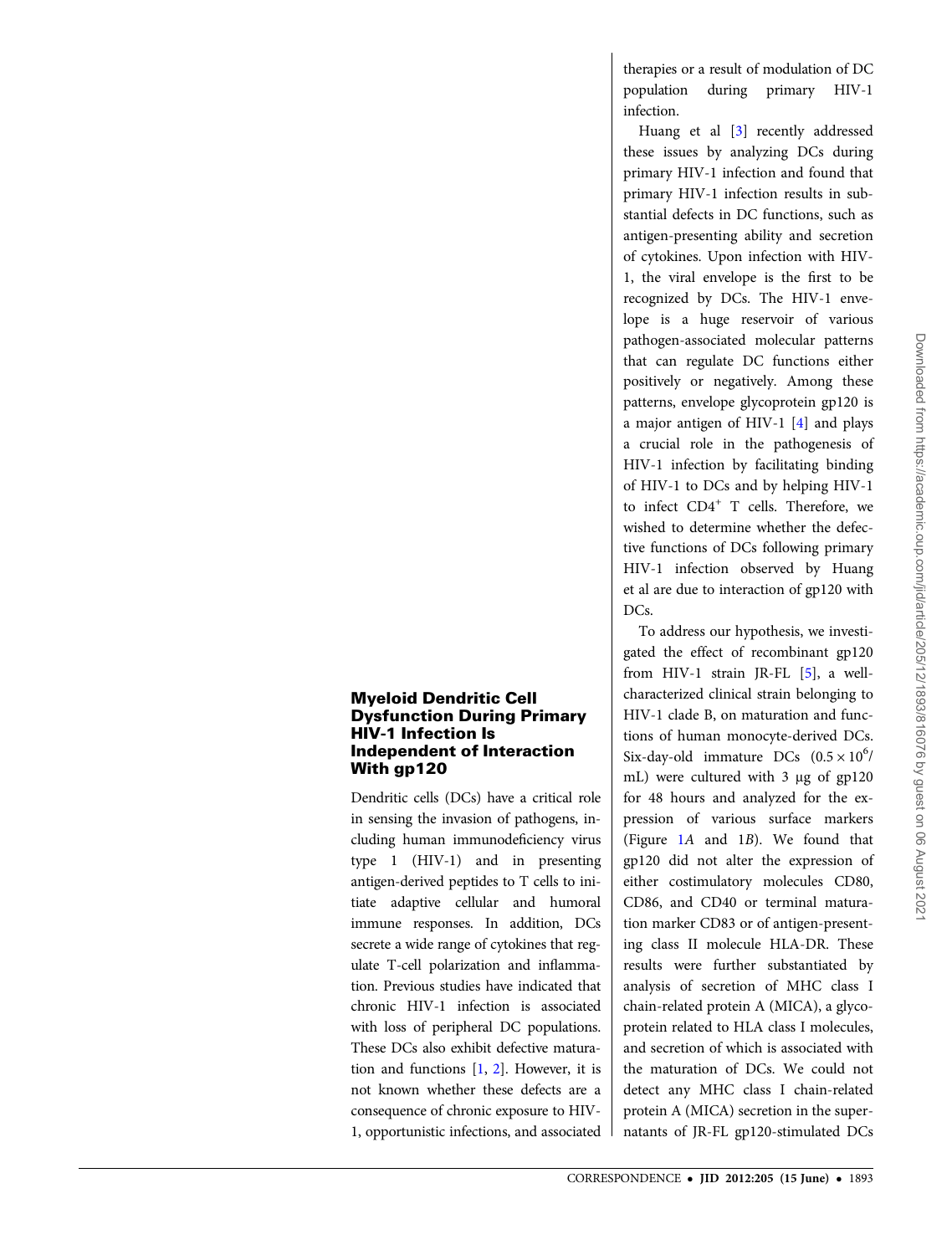# Myeloid Dendritic Cell Dysfunction During Primary HIV-1 Infection Is Independent of Interaction With gp120

Dendritic cells (DCs) have a critical role in sensing the invasion of pathogens, including human immunodeficiency virus type 1 (HIV-1) and in presenting antigen-derived peptides to T cells to initiate adaptive cellular and humoral immune responses. In addition, DCs secrete a wide range of cytokines that regulate T-cell polarization and inflammation. Previous studies have indicated that chronic HIV-1 infection is associated with loss of peripheral DC populations. These DCs also exhibit defective maturation and functions [1, 2]. However, it is not known whether these defects are a consequence of chronic exposure to HIV-1, opportunistic infections, and associated therapies or a result of modulation of DC population during primary HIV-1 infection.

Huang et al [3] recently addressed these issues by analyzing DCs during primary HIV-1 infection and found that primary HIV-1 infection results in substantial defects in DC functions, such as antigen-presenting ability and secretion of cytokines. Upon infection with HIV-1, the viral envelope is the first to be recognized by DCs. The HIV-1 envelope is a huge reservoir of various pathogen-associated molecular patterns that can regulate DC functions either positively or negatively. Among these patterns, envelope glycoprotein gp120 is a major antigen of HIV-1 [4] and plays a crucial role in the pathogenesis of HIV-1 infection by facilitating binding of HIV-1 to DCs and by helping HIV-1 to infect $CD4^+$ T cells. Therefore, we wished to determine whether the defective functions of DCs following primary HIV-1 infection observed by Huang et al are due to interaction of gp120 with DCs.

To address our hypothesis, we investigated the effect of recombinant gp120 from HIV-1 strain JR-FL [5], a well-characterized clinical strain belonging to HIV-1 clade B, on maturation and functions of human monocyte-derived DCs. Six-day-old immature DCs ($0.5 \times 10^6$/mL) were cultured with 3 µg of gp120 for 48 hours and analyzed for the expression of various surface markers (Figure 1*A* and 1*B*). We found that gp120 did not alter the expression of either costimulatory molecules CD80, CD86, and CD40 or terminal maturation marker CD83 or of antigen-presenting class II molecule HLA-DR. These results were further substantiated by analysis of secretion of MHC class I chain-related protein A (MICA), a glycoprotein related to HLA class I molecules, and secretion of which is associated with the maturation of DCs. We could not detect any MHC class I chain-related protein A (MICA) secretion in the supernatants of JR-FL gp120-stimulated DCs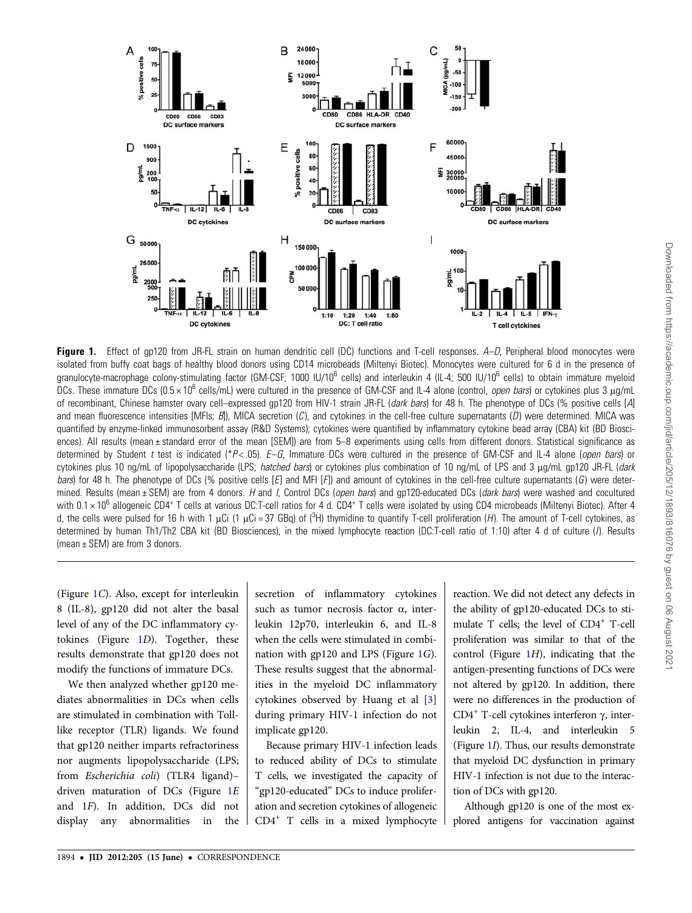**Figure 1.** Effect of gp120 from JR-FL strain on human dendritic cell (DC) functions and T-cell responses. *A–D*, Peripheral blood monocytes were isolated from buffy coat bags of healthy blood donors using CD14 microbeads (Miltenyi Biotec). Monocytes were cultured for 6 d in the presence of granulocyte-macrophage colony-stimulating factor (GM-CSF; 1000 IU/$10^6$ cells) and interleukin 4 (IL-4; 500 IU/$10^6$ cells) to obtain immature myeloid DCs. These immature DCs ($0.5 \times 10^6$ cells/mL) were cultured in the presence of GM-CSF and IL-4 alone (control, *open bars*) or cytokines plus 3 μg/mL of recombinant, Chinese hamster ovary cell–expressed gp120 from HIV-1 strain JR-FL (*dark bars*) for 48 h. The phenotype of DCs (% positive cells [*A*] and mean fluorescence intensities [MFIs; *B*]), MICA secretion (*C*), and cytokines in the cell-free culture supernatants (*D*) were determined. MICA was quantified by enzyme-linked immunosorbent assay (R&D Systems); cytokines were quantified by inflammatory cytokine bead array (CBA) kit (BD Biosciences). All results (mean ± standard error of the mean [SEM]) are from 5–8 experiments using cells from different donors. Statistical significance as determined by Student *t* test is indicated (\*$P < .05$). *E–G*, Immature DCs were cultured in the presence of GM-CSF and IL-4 alone (*open bars*) or cytokines plus 10 ng/mL of lipopolysaccharide (LPS; *hatched bars*) or cytokines plus combination of 10 ng/mL of LPS and 3 μg/mL gp120 JR-FL (*dark bars*) for 48 h. The phenotype of DCs (% positive cells [*E*] and MFI [*F*]) and amount of cytokines in the cell-free culture supernatants (*G*) were determined. Results (mean ± SEM) are from 4 donors. *H* and *I*, Control DCs (*open bars*) and gp120-educated DCs (*dark bars*) were washed and cocultured with $0.1 \times 10^6$ allogeneic $CD4^+$ T cells at various DC:T-cell ratios for 4 d. $CD4^+$ T cells were isolated by using CD4 microbeads (Miltenyi Biotec). After 4 d, the cells were pulsed for 16 h with 1 μCi (1 μCi = 37 GBq) of ($^3$H) thymidine to quantify T-cell proliferation (*H*). The amount of T-cell cytokines, as determined by human Th1/Th2 CBA kit (BD Biosciences), in the mixed lymphocyte reaction (DC:T-cell ratio of 1:10) after 4 d of culture (*I*). Results (mean ± SEM) are from 3 donors.

(Figure 1*C*). Also, except for interleukin 8 (IL-8), gp120 did not alter the basal level of any of the DC inflammatory cytokines (Figure 1*D*). Together, these results demonstrate that gp120 does not modify the functions of immature DCs.

We then analyzed whether gp120 mediates abnormalities in DCs when cells are stimulated in combination with Toll-like receptor (TLR) ligands. We found that gp120 neither imparts refractoriness nor augments lipopolysaccharide (LPS; from *Escherichia coli*) (TLR4 ligand)–driven maturation of DCs (Figure 1*E* and 1*F*). In addition, DCs did not display any abnormalities in the secretion of inflammatory cytokines such as tumor necrosis factor α, interleukin 12p70, interleukin 6, and IL-8 when the cells were stimulated in combination with gp120 and LPS (Figure 1*G*). These results suggest that the abnormalities in the myeloid DC inflammatory cytokines observed by Huang et al [3] during primary HIV-1 infection do not implicate gp120.

Because primary HIV-1 infection leads to reduced ability of DCs to stimulate T cells, we investigated the capacity of "gp120-educated" DCs to induce proliferation and secretion cytokines of allogeneic $CD4^+$ T cells in a mixed lymphocyte reaction. We did not detect any defects in the ability of gp120-educated DCs to stimulate T cells; the level of $CD4^+$ T-cell proliferation was similar to that of the control (Figure 1*H*), indicating that the antigen-presenting functions of DCs were not altered by gp120. In addition, there were no differences in the production of $CD4^+$ T-cell cytokines interferon γ, interleukin 2, IL-4, and interleukin 5 (Figure 1*I*). Thus, our results demonstrate that myeloid DC dysfunction in primary HIV-1 infection is not due to the interaction of DCs with gp120.

Although gp120 is one of the most explored antigens for vaccination against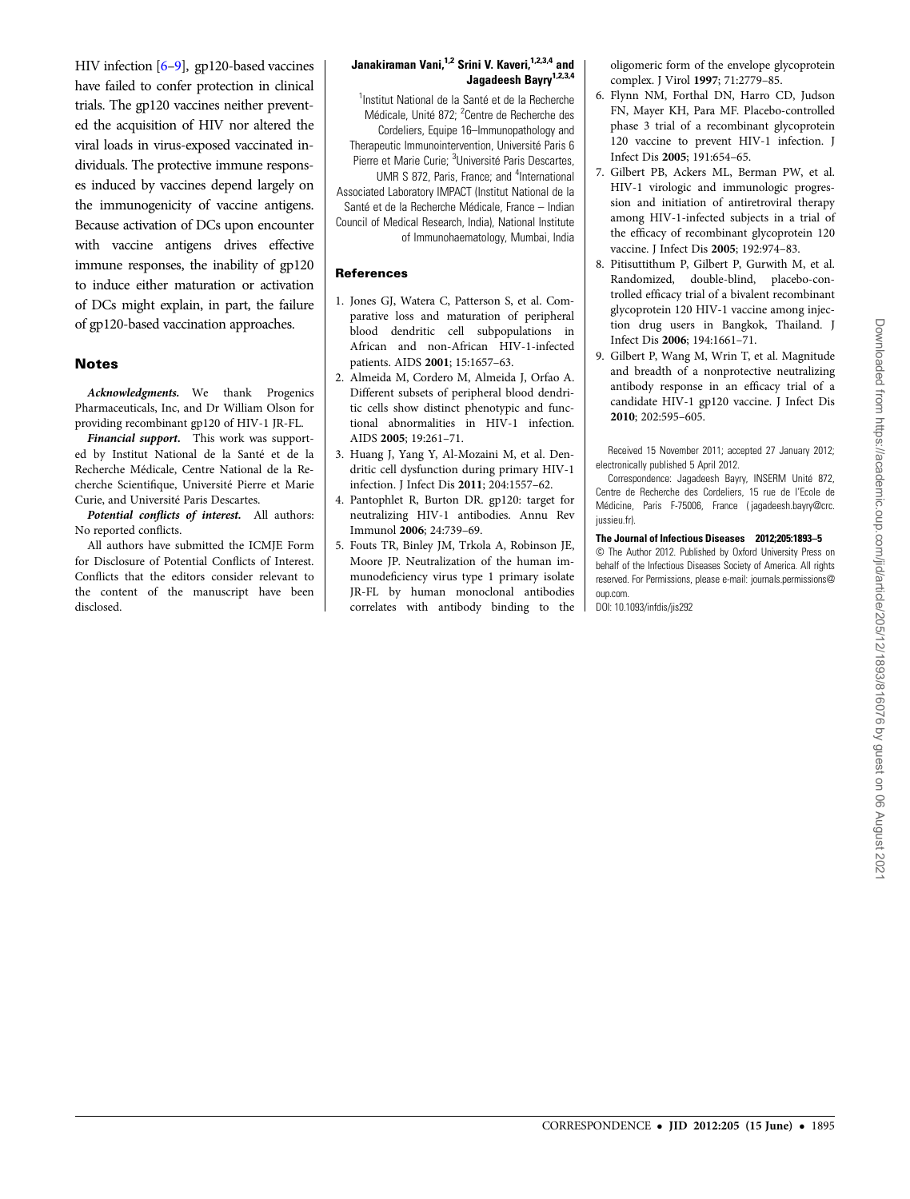HIV infection [6–9], gp120-based vaccines have failed to confer protection in clinical trials. The gp120 vaccines neither prevented the acquisition of HIV nor altered the viral loads in virus-exposed vaccinated individuals. The protective immune responses induced by vaccines depend largely on the immunogenicity of vaccine antigens. Because activation of DCs upon encounter with vaccine antigens drives effective immune responses, the inability of gp120 to induce either maturation or activation of DCs might explain, in part, the failure of gp120-based vaccination approaches.

## Notes

***Acknowledgments.*** We thank Progenics Pharmaceuticals, Inc, and Dr William Olson for providing recombinant gp120 of HIV-1 JR-FL.

***Financial support.*** This work was supported by Institut National de la Santé et de la Recherche Médicale, Centre National de la Recherche Scientifique, Université Pierre et Marie Curie, and Université Paris Descartes.

***Potential conflicts of interest.*** All authors: No reported conflicts.

All authors have submitted the ICMJE Form for Disclosure of Potential Conflicts of Interest. Conflicts that the editors consider relevant to the content of the manuscript have been disclosed.

**Janakiraman Vani,[1,2] Srini V. Kaveri,[1,2,3,4] and Jagadeesh Bayry[1,2,3,4]**

[1]Institut National de la Santé et de la Recherche Médicale, Unité 872; [2]Centre de Recherche des Cordeliers, Equipe 16–Immunopathology and Therapeutic Immunointervention, Université Paris 6 Pierre et Marie Curie; [3]Université Paris Descartes, UMR S 872, Paris, France; and [4]International Associated Laboratory IMPACT (Institut National de la Santé et de la Recherche Médicale, France – Indian Council of Medical Research, India), National Institute of Immunohaematology, Mumbai, India

## References

1. Jones GJ, Watera C, Patterson S, et al. Comparative loss and maturation of peripheral blood dendritic cell subpopulations in African and non-African HIV-1-infected patients. AIDS **2001**; 15:1657–63.
2. Almeida M, Cordero M, Almeida J, Orfao A. Different subsets of peripheral blood dendritic cells show distinct phenotypic and functional abnormalities in HIV-1 infection. AIDS **2005**; 19:261–71.
3. Huang J, Yang Y, Al-Mozaini M, et al. Dendritic cell dysfunction during primary HIV-1 infection. J Infect Dis **2011**; 204:1557–62.
4. Pantophlet R, Burton DR. gp120: target for neutralizing HIV-1 antibodies. Annu Rev Immunol **2006**; 24:739–69.
5. Fouts TR, Binley JM, Trkola A, Robinson JE, Moore JP. Neutralization of the human immunodeficiency virus type 1 primary isolate JR-FL by human monoclonal antibodies correlates with antibody binding to the oligomeric form of the envelope glycoprotein complex. J Virol **1997**; 71:2779–85.
6. Flynn NM, Forthal DN, Harro CD, Judson FN, Mayer KH, Para MF. Placebo-controlled phase 3 trial of a recombinant glycoprotein 120 vaccine to prevent HIV-1 infection. J Infect Dis **2005**; 191:654–65.
7. Gilbert PB, Ackers ML, Berman PW, et al. HIV-1 virologic and immunologic progression and initiation of antiretroviral therapy among HIV-1-infected subjects in a trial of the efficacy of recombinant glycoprotein 120 vaccine. J Infect Dis **2005**; 192:974–83.
8. Pitisuttithum P, Gilbert P, Gurwith M, et al. Randomized, double-blind, placebo-controlled efficacy trial of a bivalent recombinant glycoprotein 120 HIV-1 vaccine among injection drug users in Bangkok, Thailand. J Infect Dis **2006**; 194:1661–71.
9. Gilbert P, Wang M, Wrin T, et al. Magnitude and breadth of a nonprotective neutralizing antibody response in an efficacy trial of a candidate HIV-1 gp120 vaccine. J Infect Dis **2010**; 202:595–605.

Received 15 November 2011; accepted 27 January 2012; electronically published 5 April 2012.

Correspondence: Jagadeesh Bayry, INSERM Unité 872, Centre de Recherche des Cordeliers, 15 rue de l'Ecole de Médicine, Paris F-75006, France (jagadeesh.bayry@crc.jussieu.fr).

**The Journal of Infectious Diseases 2012;205:1893–5**

© The Author 2012. Published by Oxford University Press on behalf of the Infectious Diseases Society of America. All rights reserved. For Permissions, please e-mail: journals.permissions@oup.com.

DOI: 10.1093/infdis/jis292